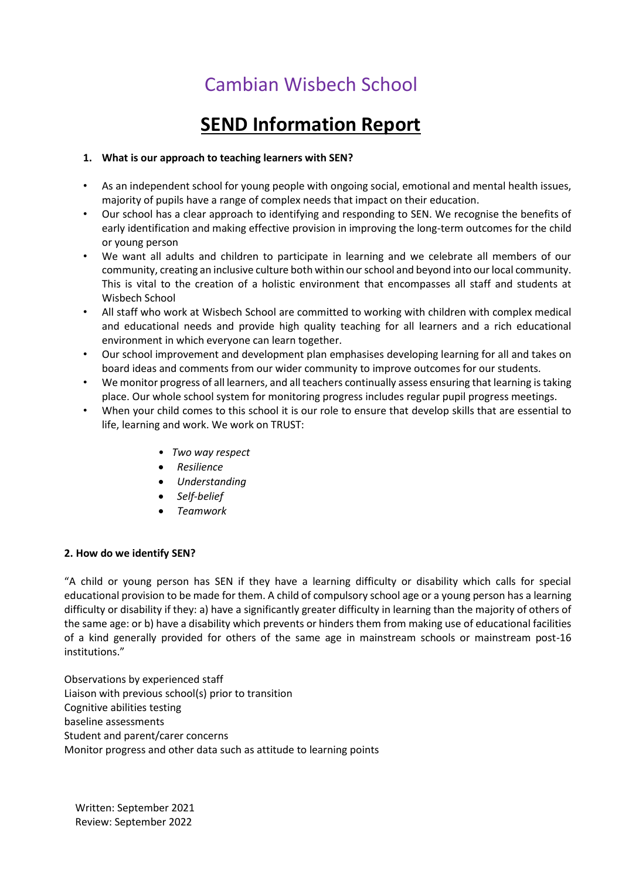# Cambian Wisbech School

## SEND Information Report

**1. What is our approach to teaching learners with SEN?**

- As an independent school for young people with ongoing social, emotional and mental health issues, majority of pupils have a range of complex needs that impact on their education.
- Our school has a clear approach to identifying and responding to SEN. We recognise the benefits of early identification and making effective provision in improving the long-term outcomes for the child or young person
- We want all adults and children to participate in learning and we celebrate all members of our community, creating an inclusive culture both within our school and beyond into our local community. This is vital to the creation of a holistic environment that encompasses all staff and students at Wisbech School
- All staff who work at Wisbech School are committed to working with children with complex medical and educational needs and provide high quality teaching for all learners and a rich educational environment in which everyone can learn together.
- Our school improvement and development plan emphasises developing learning for all and takes on board ideas and comments from our wider community to improve outcomes for our students.
- We monitor progress of all learners, and all teachers continually assess ensuring that learning is taking place. Our whole school system for monitoring progress includes regular pupil progress meetings.
- When your child comes to this school it is our role to ensure that develop skills that are essential to life, learning and work. We work on TRUST:
  - *Two way respect*
  - *Resilience*
  - *Understanding*
  - *Self-belief*
  - *Teamwork*

**2. How do we identify SEN?**

"A child or young person has SEN if they have a learning difficulty or disability which calls for special educational provision to be made for them. A child of compulsory school age or a young person has a learning difficulty or disability if they: a) have a significantly greater difficulty in learning than the majority of others of the same age: or b) have a disability which prevents or hinders them from making use of educational facilities of a kind generally provided for others of the same age in mainstream schools or mainstream post-16 institutions."

Observations by experienced staff
Liaison with previous school(s) prior to transition
Cognitive abilities testing
baseline assessments
Student and parent/carer concerns
Monitor progress and other data such as attitude to learning points

Written: September 2021
Review: September 2022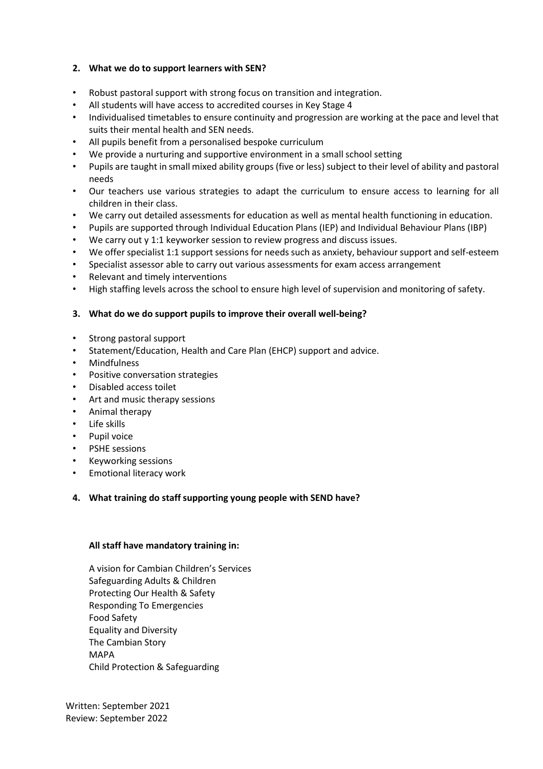## 2. What we do to support learners with SEN?

- Robust pastoral support with strong focus on transition and integration.
- All students will have access to accredited courses in Key Stage 4
- Individualised timetables to ensure continuity and progression are working at the pace and level that suits their mental health and SEN needs.
- All pupils benefit from a personalised bespoke curriculum
- We provide a nurturing and supportive environment in a small school setting
- Pupils are taught in small mixed ability groups (five or less) subject to their level of ability and pastoral needs
- Our teachers use various strategies to adapt the curriculum to ensure access to learning for all children in their class.
- We carry out detailed assessments for education as well as mental health functioning in education.
- Pupils are supported through Individual Education Plans (IEP) and Individual Behaviour Plans (IBP)
- We carry out y 1:1 keyworker session to review progress and discuss issues.
- We offer specialist 1:1 support sessions for needs such as anxiety, behaviour support and self-esteem
- Specialist assessor able to carry out various assessments for exam access arrangement
- Relevant and timely interventions
- High staffing levels across the school to ensure high level of supervision and monitoring of safety.

## 3. What do we do support pupils to improve their overall well-being?

- Strong pastoral support
- Statement/Education, Health and Care Plan (EHCP) support and advice.
- Mindfulness
- Positive conversation strategies
- Disabled access toilet
- Art and music therapy sessions
- Animal therapy
- Life skills
- Pupil voice
- PSHE sessions
- Keyworking sessions
- Emotional literacy work

## 4. What training do staff supporting young people with SEND have?

**All staff have mandatory training in:**

A vision for Cambian Children's Services
Safeguarding Adults & Children
Protecting Our Health & Safety
Responding To Emergencies
Food Safety
Equality and Diversity
The Cambian Story
MAPA
Child Protection & Safeguarding

Written: September 2021
Review: September 2022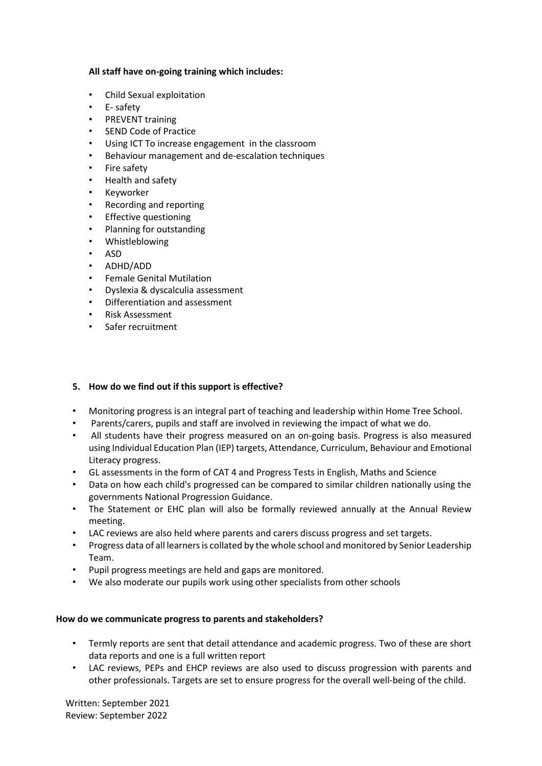**All staff have on-going training which includes:**

- Child Sexual exploitation
- E- safety
- PREVENT training
- SEND Code of Practice
- Using ICT To increase engagement in the classroom
- Behaviour management and de-escalation techniques
- Fire safety
- Health and safety
- Keyworker
- Recording and reporting
- Effective questioning
- Planning for outstanding
- Whistleblowing
- ASD
- ADHD/ADD
- Female Genital Mutilation
- Dyslexia & dyscalculia assessment
- Differentiation and assessment
- Risk Assessment
- Safer recruitment

**5. How do we find out if this support is effective?**

- Monitoring progress is an integral part of teaching and leadership within Home Tree School.
- Parents/carers, pupils and staff are involved in reviewing the impact of what we do.
- All students have their progress measured on an on-going basis. Progress is also measured using Individual Education Plan (IEP) targets, Attendance, Curriculum, Behaviour and Emotional Literacy progress.
- GL assessments in the form of CAT 4 and Progress Tests in English, Maths and Science
- Data on how each child's progressed can be compared to similar children nationally using the governments National Progression Guidance.
- The Statement or EHC plan will also be formally reviewed annually at the Annual Review meeting.
- LAC reviews are also held where parents and carers discuss progress and set targets.
- Progress data of all learners is collated by the whole school and monitored by Senior Leadership Team.
- Pupil progress meetings are held and gaps are monitored.
- We also moderate our pupils work using other specialists from other schools

**How do we communicate progress to parents and stakeholders?**

- Termly reports are sent that detail attendance and academic progress. Two of these are short data reports and one is a full written report
- LAC reviews, PEPs and EHCP reviews are also used to discuss progression with parents and other professionals. Targets are set to ensure progress for the overall well-being of the child.

Written: September 2021
Review: September 2022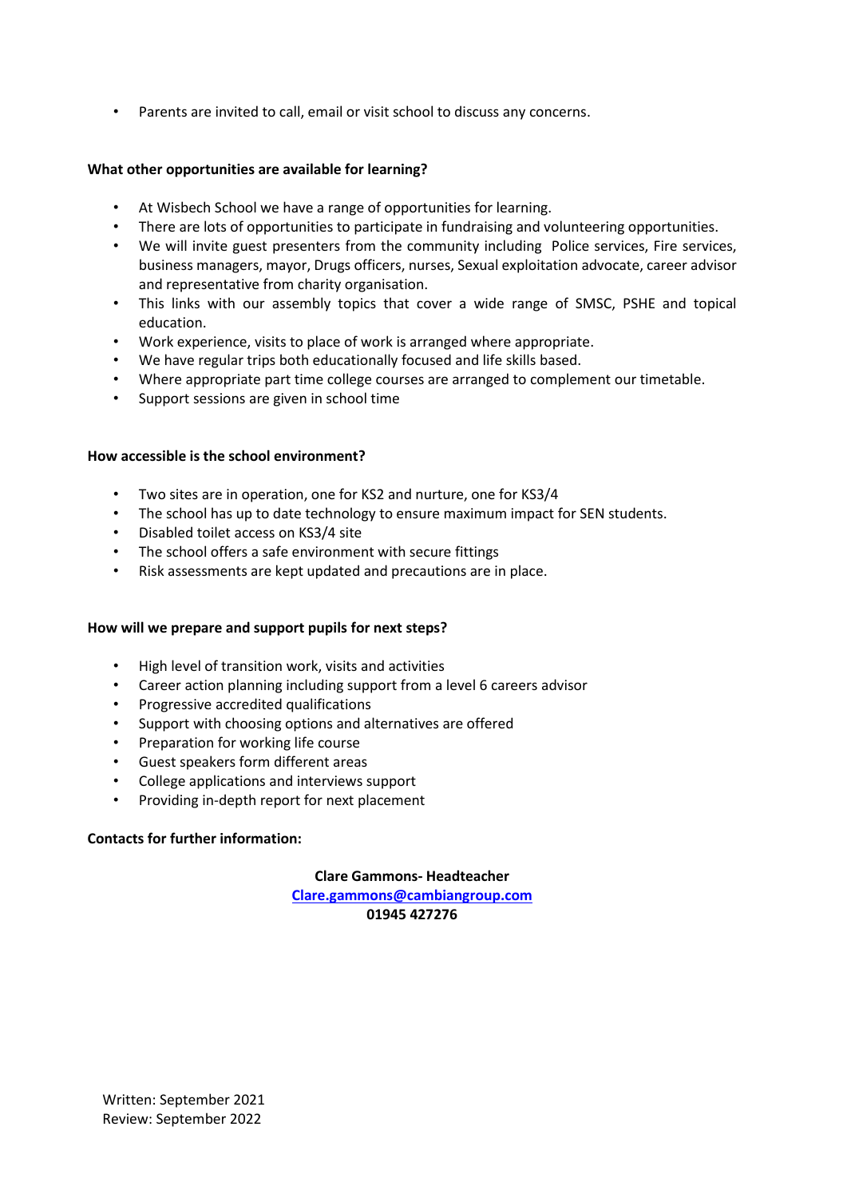- Parents are invited to call, email or visit school to discuss any concerns.

**What other opportunities are available for learning?**

- At Wisbech School we have a range of opportunities for learning.
- There are lots of opportunities to participate in fundraising and volunteering opportunities.
- We will invite guest presenters from the community including Police services, Fire services, business managers, mayor, Drugs officers, nurses, Sexual exploitation advocate, career advisor and representative from charity organisation.
- This links with our assembly topics that cover a wide range of SMSC, PSHE and topical education.
- Work experience, visits to place of work is arranged where appropriate.
- We have regular trips both educationally focused and life skills based.
- Where appropriate part time college courses are arranged to complement our timetable.
- Support sessions are given in school time

**How accessible is the school environment?**

- Two sites are in operation, one for KS2 and nurture, one for KS3/4
- The school has up to date technology to ensure maximum impact for SEN students.
- Disabled toilet access on KS3/4 site
- The school offers a safe environment with secure fittings
- Risk assessments are kept updated and precautions are in place.

**How will we prepare and support pupils for next steps?**

- High level of transition work, visits and activities
- Career action planning including support from a level 6 careers advisor
- Progressive accredited qualifications
- Support with choosing options and alternatives are offered
- Preparation for working life course
- Guest speakers form different areas
- College applications and interviews support
- Providing in-depth report for next placement

**Contacts for further information:**

**Clare Gammons- Headteacher**
**[Clare.gammons@cambiangroup.com](mailto:Clare.gammons@cambiangroup.com)**
**01945 427276**

Written: September 2021
Review: September 2022